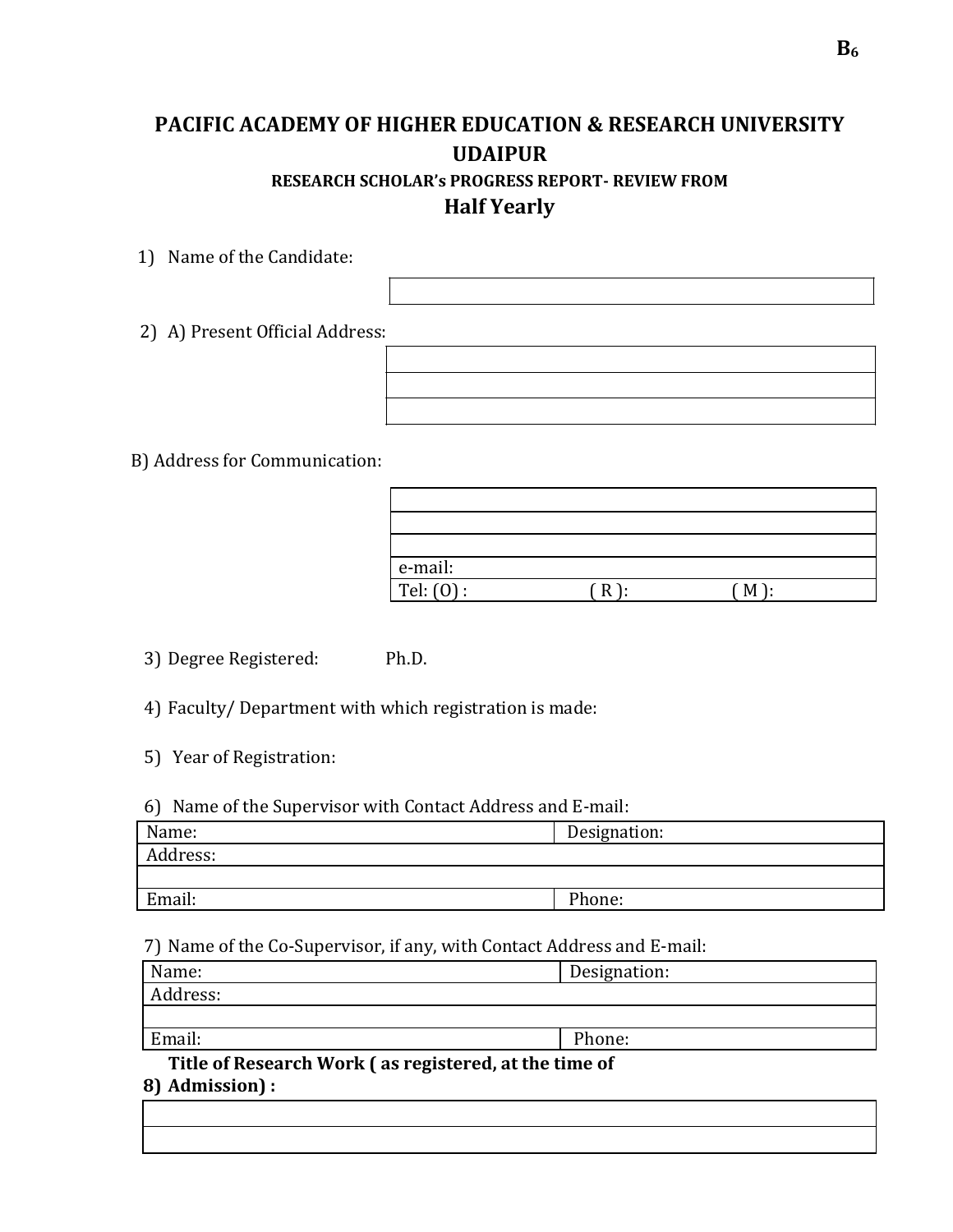$B_6$

# PACIFIC ACADEMY OF HIGHER EDUCATION & RESEARCH UNIVERSITY UDAIPUR

## RESEARCH SCHOLAR's PROGRESS REPORT- REVIEW FROM

## Half Yearly

1) Name of the Candidate:

| |
|---|

2) A) Present Official Address:

| |
|---|
| |
| |

B) Address for Communication:

| | | |
|---|---|---|
| | | |
| | | |
| e-mail: | | |
| Tel: (O) : | ( R ): | ( M ): |

3) Degree Registered: Ph.D.

4) Faculty/ Department with which registration is made:

5) Year of Registration:

6) Name of the Supervisor with Contact Address and E-mail:

| Name: | Designation: |
|---|---|
| Address: | |
| | |
| Email: | Phone: |

7) Name of the Co-Supervisor, if any, with Contact Address and E-mail:

| Name: | Designation: |
|---|---|
| Address: | |
| | |
| Email: | Phone: |

8) **Title of Research Work ( as registered, at the time of Admission) :**

| |
|---|
| |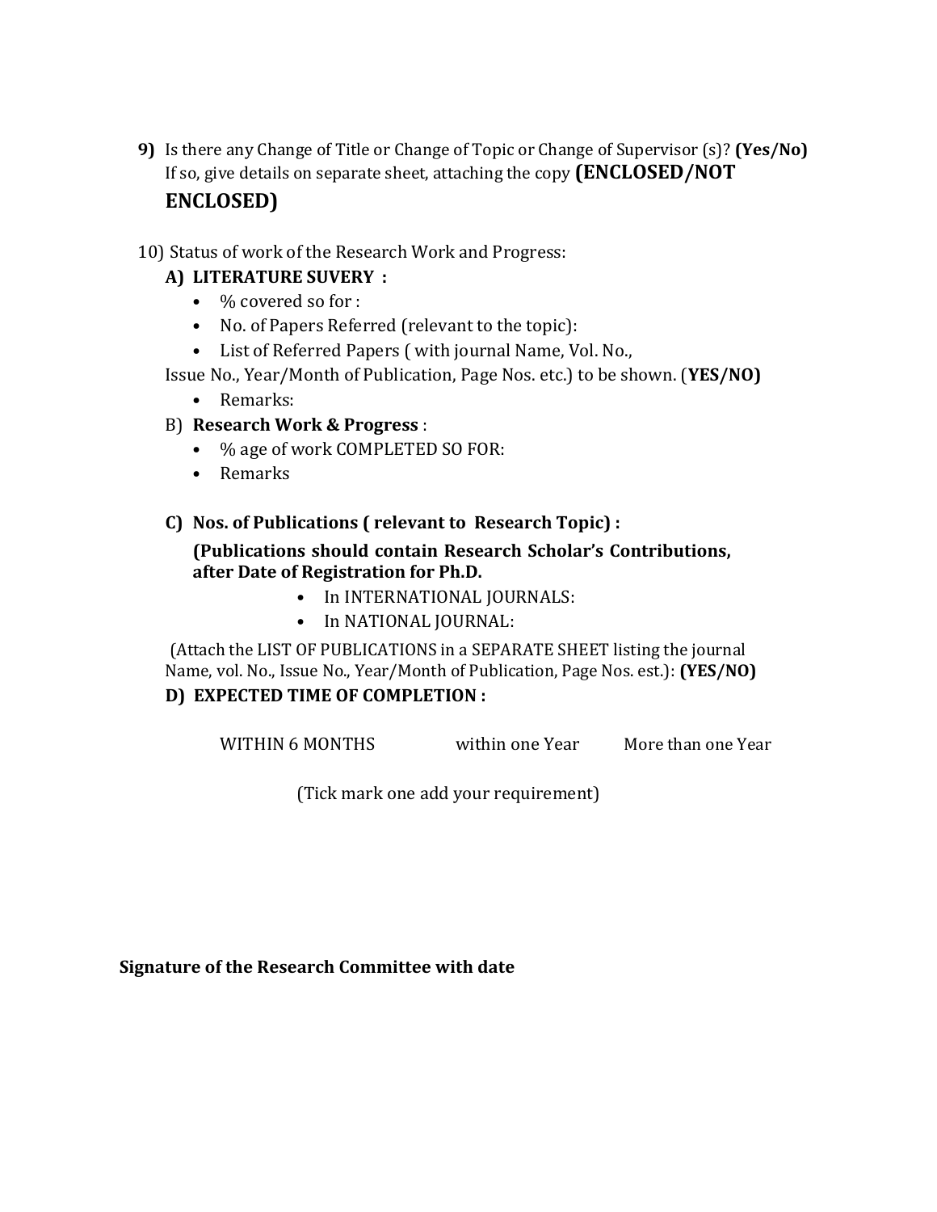**9)** Is there any Change of Title or Change of Topic or Change of Supervisor (s)? **(Yes/No)** If so, give details on separate sheet, attaching the copy **(ENCLOSED/NOT ENCLOSED)**

10) Status of work of the Research Work and Progress:

**A) LITERATURE SUVERY :**

- % covered so for :
- No. of Papers Referred (relevant to the topic):
- List of Referred Papers ( with journal Name, Vol. No.,

Issue No., Year/Month of Publication, Page Nos. etc.) to be shown. (**YES/NO)**

- Remarks:

B) **Research Work & Progress** :

- % age of work COMPLETED SO FOR:
- Remarks

**C) Nos. of Publications ( relevant to Research Topic) :**

**(Publications should contain Research Scholar's Contributions, after Date of Registration for Ph.D.**

- In INTERNATIONAL JOURNALS:
- In NATIONAL JOURNAL:

(Attach the LIST OF PUBLICATIONS in a SEPARATE SHEET listing the journal Name, vol. No., Issue No., Year/Month of Publication, Page Nos. est.): **(YES/NO)**

**D) EXPECTED TIME OF COMPLETION :**

WITHIN 6 MONTHS    within one Year    More than one Year

(Tick mark one add your requirement)

**Signature of the Research Committee with date**